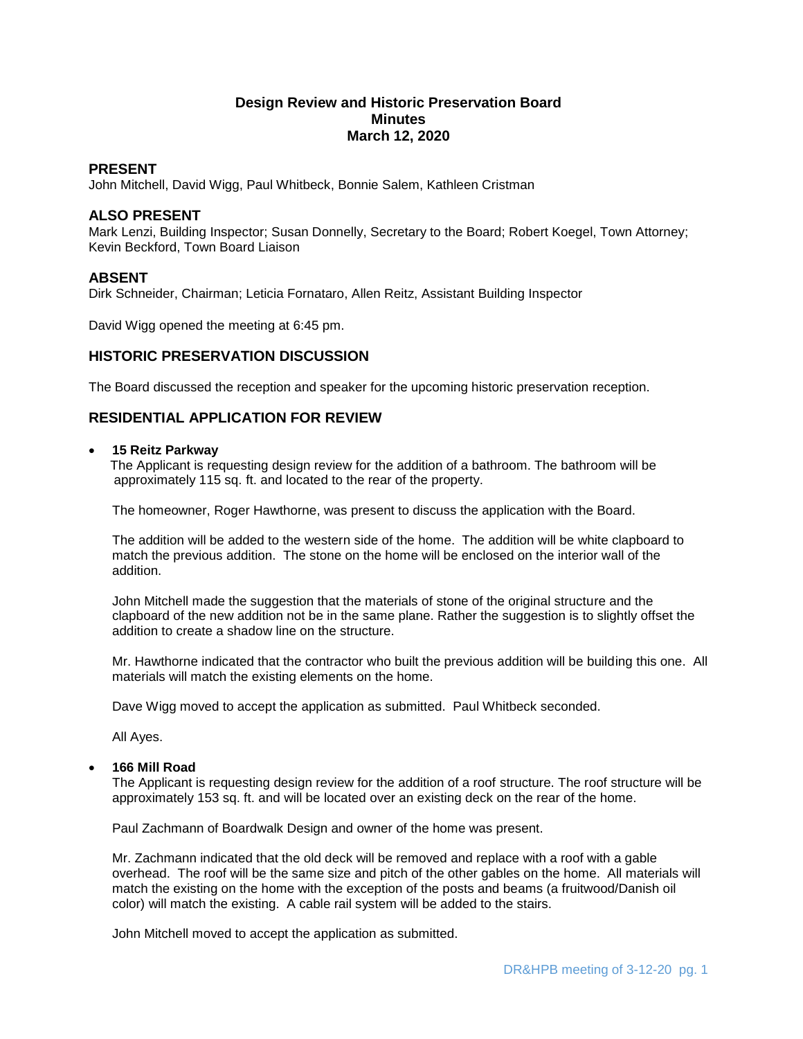**Design Review and Historic Preservation Board**
**Minutes**
**March 12, 2020**

## PRESENT

John Mitchell, David Wigg, Paul Whitbeck, Bonnie Salem, Kathleen Cristman

## ALSO PRESENT

Mark Lenzi, Building Inspector; Susan Donnelly, Secretary to the Board; Robert Koegel, Town Attorney; Kevin Beckford, Town Board Liaison

## ABSENT

Dirk Schneider, Chairman; Leticia Fornataro, Allen Reitz, Assistant Building Inspector

David Wigg opened the meeting at 6:45 pm.

## HISTORIC PRESERVATION DISCUSSION

The Board discussed the reception and speaker for the upcoming historic preservation reception.

## RESIDENTIAL APPLICATION FOR REVIEW

- **15 Reitz Parkway**

  The Applicant is requesting design review for the addition of a bathroom. The bathroom will be approximately 115 sq. ft. and located to the rear of the property.

  The homeowner, Roger Hawthorne, was present to discuss the application with the Board.

  The addition will be added to the western side of the home. The addition will be white clapboard to match the previous addition. The stone on the home will be enclosed on the interior wall of the addition.

  John Mitchell made the suggestion that the materials of stone of the original structure and the clapboard of the new addition not be in the same plane. Rather the suggestion is to slightly offset the addition to create a shadow line on the structure.

  Mr. Hawthorne indicated that the contractor who built the previous addition will be building this one. All materials will match the existing elements on the home.

  Dave Wigg moved to accept the application as submitted. Paul Whitbeck seconded.

  All Ayes.

- **166 Mill Road**

  The Applicant is requesting design review for the addition of a roof structure. The roof structure will be approximately 153 sq. ft. and will be located over an existing deck on the rear of the home.

  Paul Zachmann of Boardwalk Design and owner of the home was present.

  Mr. Zachmann indicated that the old deck will be removed and replace with a roof with a gable overhead. The roof will be the same size and pitch of the other gables on the home. All materials will match the existing on the home with the exception of the posts and beams (a fruitwood/Danish oil color) will match the existing. A cable rail system will be added to the stairs.

  John Mitchell moved to accept the application as submitted.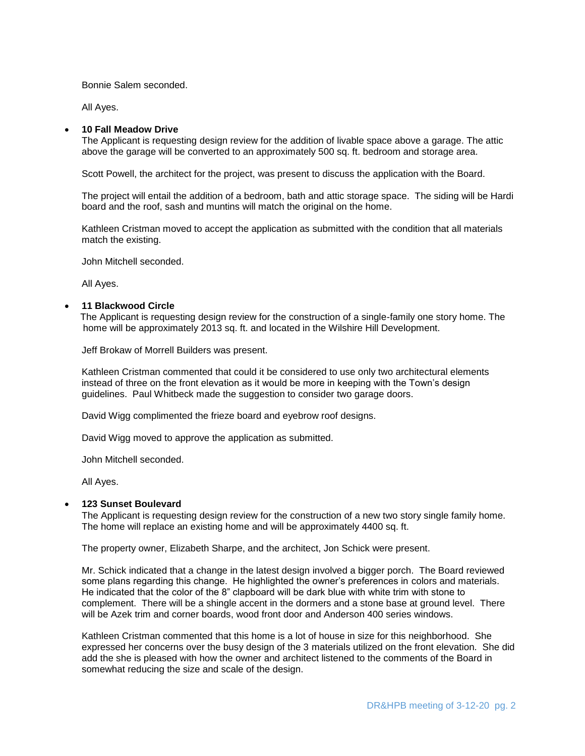Bonnie Salem seconded.

All Ayes.

- **10 Fall Meadow Drive**
  The Applicant is requesting design review for the addition of livable space above a garage. The attic above the garage will be converted to an approximately 500 sq. ft. bedroom and storage area.

  Scott Powell, the architect for the project, was present to discuss the application with the Board.

  The project will entail the addition of a bedroom, bath and attic storage space. The siding will be Hardi board and the roof, sash and muntins will match the original on the home.

  Kathleen Cristman moved to accept the application as submitted with the condition that all materials match the existing.

  John Mitchell seconded.

  All Ayes.

- **11 Blackwood Circle**
  The Applicant is requesting design review for the construction of a single-family one story home. The home will be approximately 2013 sq. ft. and located in the Wilshire Hill Development.

  Jeff Brokaw of Morrell Builders was present.

  Kathleen Cristman commented that could it be considered to use only two architectural elements instead of three on the front elevation as it would be more in keeping with the Town's design guidelines. Paul Whitbeck made the suggestion to consider two garage doors.

  David Wigg complimented the frieze board and eyebrow roof designs.

  David Wigg moved to approve the application as submitted.

  John Mitchell seconded.

  All Ayes.

- **123 Sunset Boulevard**
  The Applicant is requesting design review for the construction of a new two story single family home. The home will replace an existing home and will be approximately 4400 sq. ft.

  The property owner, Elizabeth Sharpe, and the architect, Jon Schick were present.

  Mr. Schick indicated that a change in the latest design involved a bigger porch. The Board reviewed some plans regarding this change. He highlighted the owner's preferences in colors and materials. He indicated that the color of the 8" clapboard will be dark blue with white trim with stone to complement. There will be a shingle accent in the dormers and a stone base at ground level. There will be Azek trim and corner boards, wood front door and Anderson 400 series windows.

  Kathleen Cristman commented that this home is a lot of house in size for this neighborhood. She expressed her concerns over the busy design of the 3 materials utilized on the front elevation. She did add the she is pleased with how the owner and architect listened to the comments of the Board in somewhat reducing the size and scale of the design.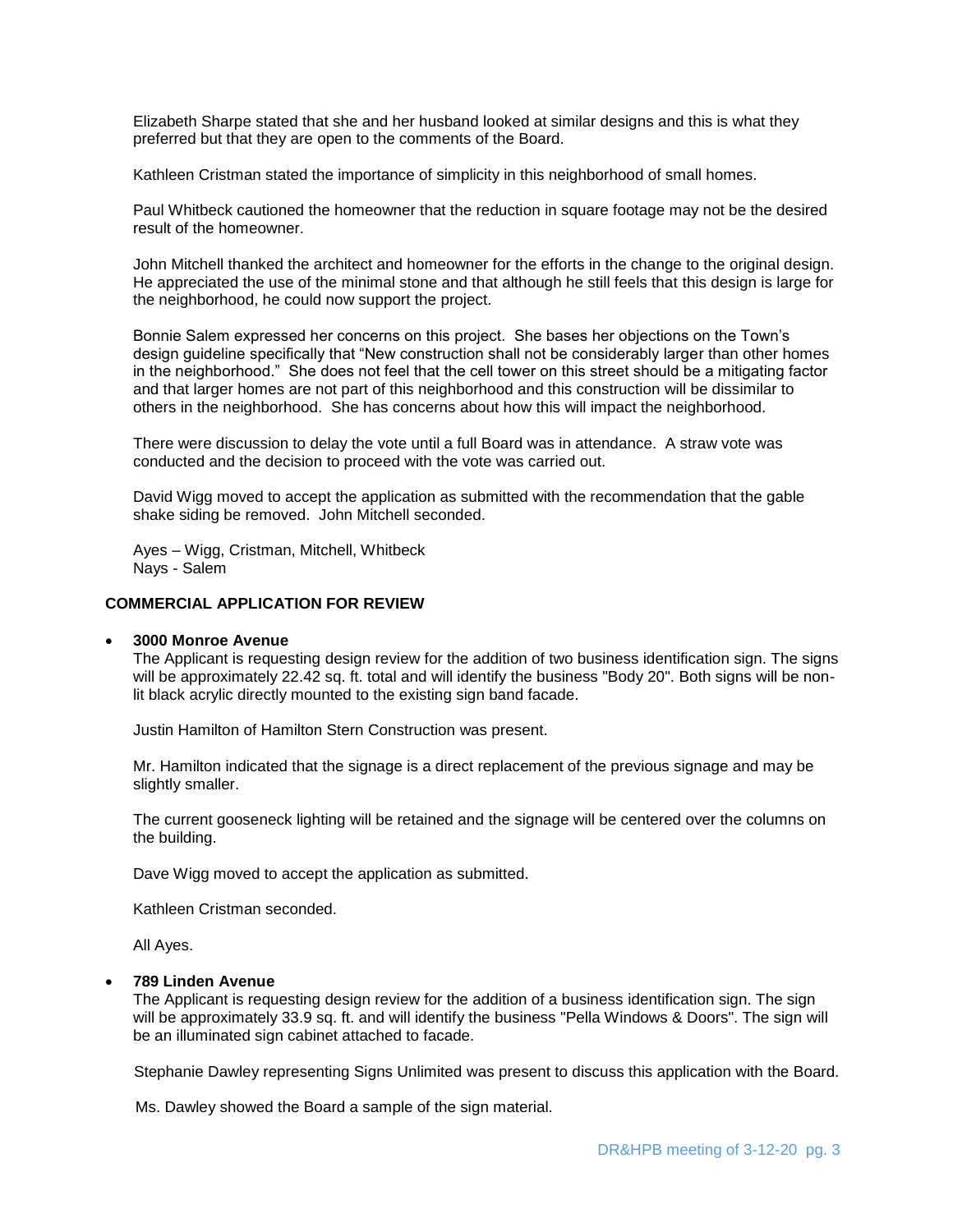Elizabeth Sharpe stated that she and her husband looked at similar designs and this is what they preferred but that they are open to the comments of the Board.

Kathleen Cristman stated the importance of simplicity in this neighborhood of small homes.

Paul Whitbeck cautioned the homeowner that the reduction in square footage may not be the desired result of the homeowner.

John Mitchell thanked the architect and homeowner for the efforts in the change to the original design. He appreciated the use of the minimal stone and that although he still feels that this design is large for the neighborhood, he could now support the project.

Bonnie Salem expressed her concerns on this project. She bases her objections on the Town's design guideline specifically that "New construction shall not be considerably larger than other homes in the neighborhood." She does not feel that the cell tower on this street should be a mitigating factor and that larger homes are not part of this neighborhood and this construction will be dissimilar to others in the neighborhood. She has concerns about how this will impact the neighborhood.

There were discussion to delay the vote until a full Board was in attendance. A straw vote was conducted and the decision to proceed with the vote was carried out.

David Wigg moved to accept the application as submitted with the recommendation that the gable shake siding be removed. John Mitchell seconded.

Ayes – Wigg, Cristman, Mitchell, Whitbeck
Nays - Salem

**COMMERCIAL APPLICATION FOR REVIEW**

- **3000 Monroe Avenue**
  The Applicant is requesting design review for the addition of two business identification sign. The signs will be approximately 22.42 sq. ft. total and will identify the business "Body 20". Both signs will be non-lit black acrylic directly mounted to the existing sign band facade.

  Justin Hamilton of Hamilton Stern Construction was present.

  Mr. Hamilton indicated that the signage is a direct replacement of the previous signage and may be slightly smaller.

  The current gooseneck lighting will be retained and the signage will be centered over the columns on the building.

  Dave Wigg moved to accept the application as submitted.

  Kathleen Cristman seconded.

  All Ayes.

- **789 Linden Avenue**
  The Applicant is requesting design review for the addition of a business identification sign. The sign will be approximately 33.9 sq. ft. and will identify the business "Pella Windows & Doors". The sign will be an illuminated sign cabinet attached to facade.

  Stephanie Dawley representing Signs Unlimited was present to discuss this application with the Board.

  Ms. Dawley showed the Board a sample of the sign material.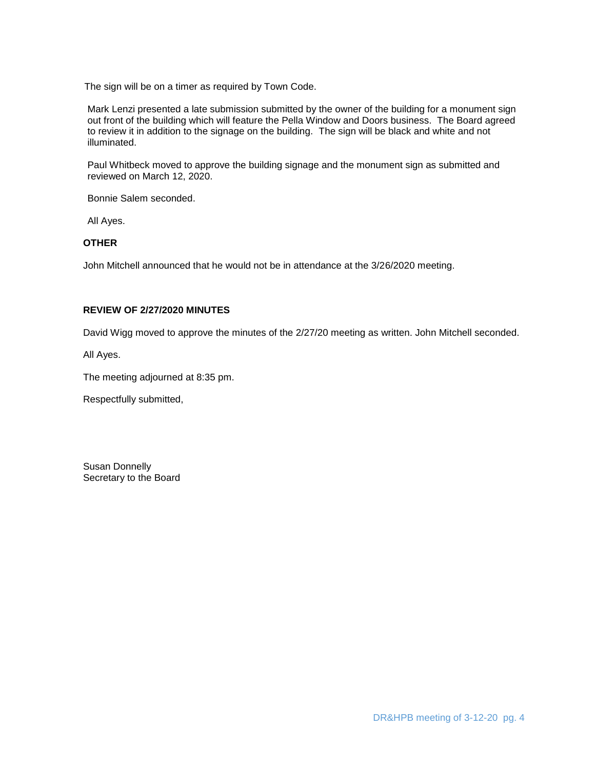The sign will be on a timer as required by Town Code.

Mark Lenzi presented a late submission submitted by the owner of the building for a monument sign out front of the building which will feature the Pella Window and Doors business. The Board agreed to review it in addition to the signage on the building. The sign will be black and white and not illuminated.

Paul Whitbeck moved to approve the building signage and the monument sign as submitted and reviewed on March 12, 2020.

Bonnie Salem seconded.

All Ayes.

**OTHER**

John Mitchell announced that he would not be in attendance at the 3/26/2020 meeting.

**REVIEW OF 2/27/2020 MINUTES**

David Wigg moved to approve the minutes of the 2/27/20 meeting as written. John Mitchell seconded.

All Ayes.

The meeting adjourned at 8:35 pm.

Respectfully submitted,

Susan Donnelly
Secretary to the Board